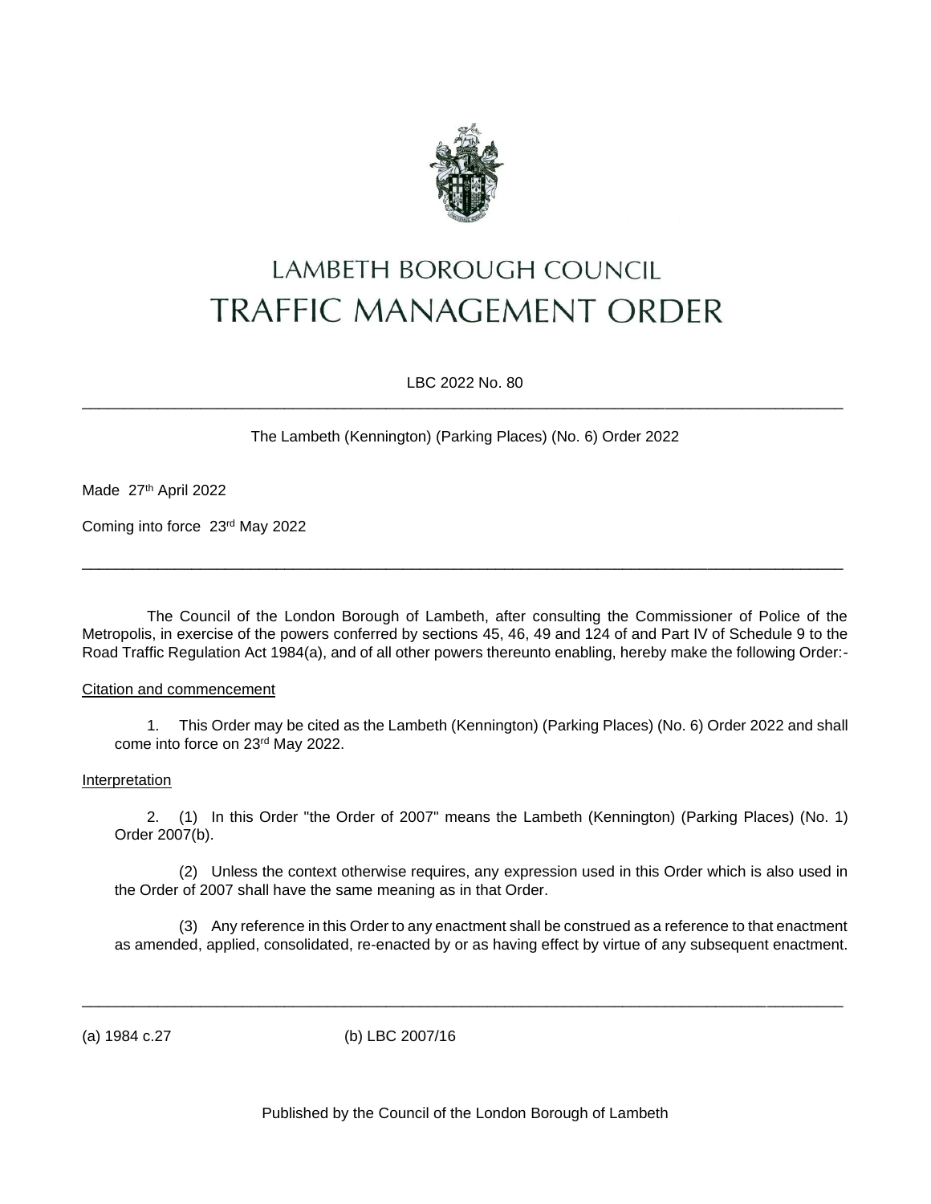# LAMBETH BOROUGH COUNCIL
# TRAFFIC MANAGEMENT ORDER

LBC 2022 No. 80

---

The Lambeth (Kennington) (Parking Places) (No. 6) Order 2022

Made 27th April 2022

Coming into force 23rd May 2022

---

The Council of the London Borough of Lambeth, after consulting the Commissioner of Police of the Metropolis, in exercise of the powers conferred by sections 45, 46, 49 and 124 of and Part IV of Schedule 9 to the Road Traffic Regulation Act 1984(a), and of all other powers thereunto enabling, hereby make the following Order:-

Citation and commencement

1. This Order may be cited as the Lambeth (Kennington) (Parking Places) (No. 6) Order 2022 and shall come into force on 23rd May 2022.

Interpretation

2. (1) In this Order "the Order of 2007" means the Lambeth (Kennington) (Parking Places) (No. 1) Order 2007(b).

(2) Unless the context otherwise requires, any expression used in this Order which is also used in the Order of 2007 shall have the same meaning as in that Order.

(3) Any reference in this Order to any enactment shall be construed as a reference to that enactment as amended, applied, consolidated, re-enacted by or as having effect by virtue of any subsequent enactment.

---

(a) 1984 c.27 (b) LBC 2007/16

Published by the Council of the London Borough of Lambeth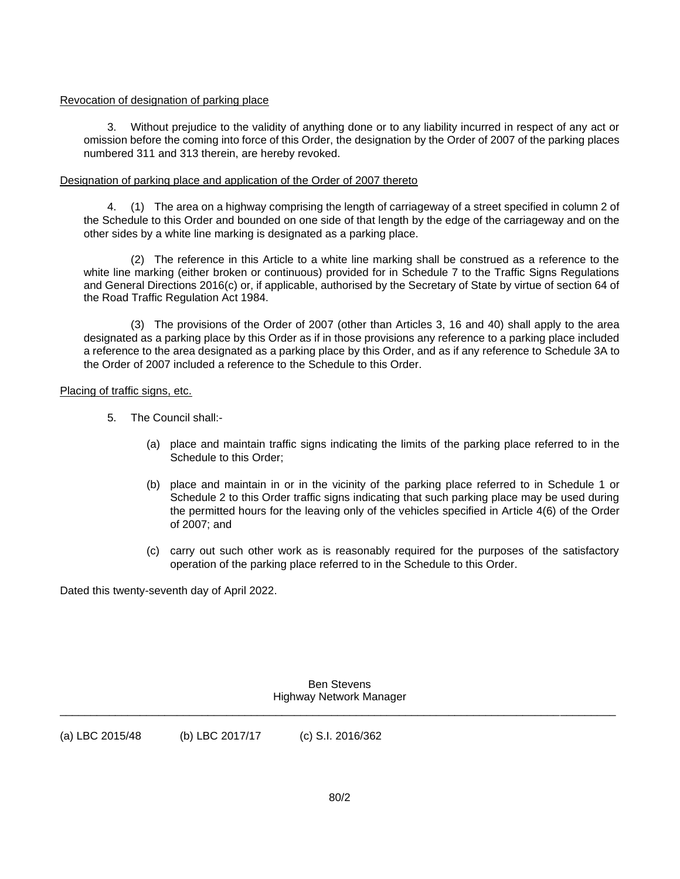Revocation of designation of parking place

3. Without prejudice to the validity of anything done or to any liability incurred in respect of any act or omission before the coming into force of this Order, the designation by the Order of 2007 of the parking places numbered 311 and 313 therein, are hereby revoked.

Designation of parking place and application of the Order of 2007 thereto

4. (1) The area on a highway comprising the length of carriageway of a street specified in column 2 of the Schedule to this Order and bounded on one side of that length by the edge of the carriageway and on the other sides by a white line marking is designated as a parking place.

(2) The reference in this Article to a white line marking shall be construed as a reference to the white line marking (either broken or continuous) provided for in Schedule 7 to the Traffic Signs Regulations and General Directions 2016(c) or, if applicable, authorised by the Secretary of State by virtue of section 64 of the Road Traffic Regulation Act 1984.

(3) The provisions of the Order of 2007 (other than Articles 3, 16 and 40) shall apply to the area designated as a parking place by this Order as if in those provisions any reference to a parking place included a reference to the area designated as a parking place by this Order, and as if any reference to Schedule 3A to the Order of 2007 included a reference to the Schedule to this Order.

Placing of traffic signs, etc.

5. The Council shall:-

(a) place and maintain traffic signs indicating the limits of the parking place referred to in the Schedule to this Order;

(b) place and maintain in or in the vicinity of the parking place referred to in Schedule 1 or Schedule 2 to this Order traffic signs indicating that such parking place may be used during the permitted hours for the leaving only of the vehicles specified in Article 4(6) of the Order of 2007; and

(c) carry out such other work as is reasonably required for the purposes of the satisfactory operation of the parking place referred to in the Schedule to this Order.

Dated this twenty-seventh day of April 2022.

Ben Stevens
Highway Network Manager

---

(a) LBC 2015/48 (b) LBC 2017/17 (c) S.I. 2016/362

80/2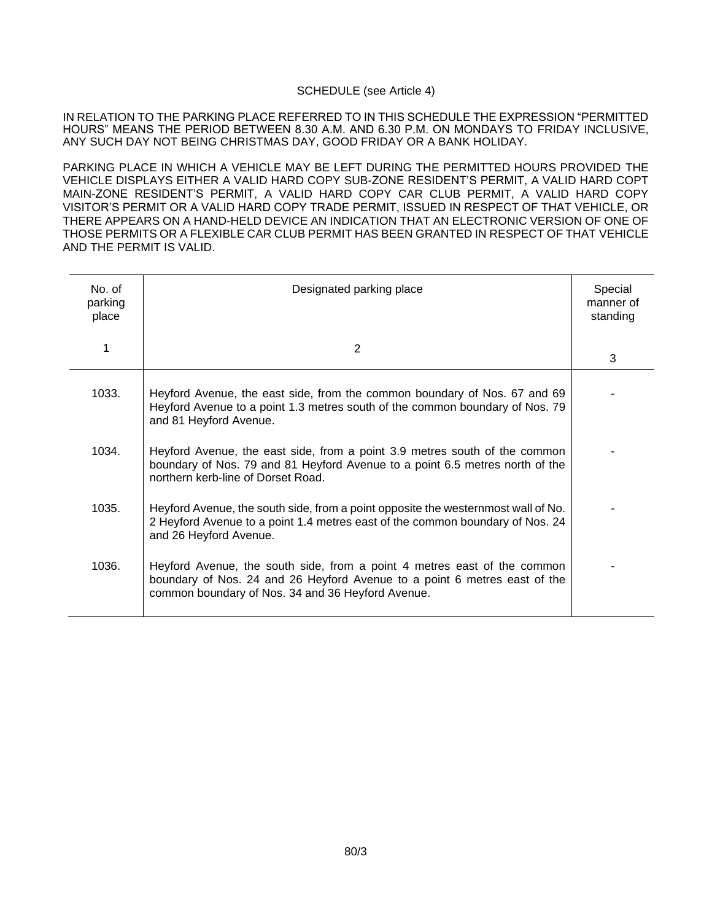SCHEDULE (see Article 4)

IN RELATION TO THE PARKING PLACE REFERRED TO IN THIS SCHEDULE THE EXPRESSION "PERMITTED HOURS" MEANS THE PERIOD BETWEEN 8.30 A.M. AND 6.30 P.M. ON MONDAYS TO FRIDAY INCLUSIVE, ANY SUCH DAY NOT BEING CHRISTMAS DAY, GOOD FRIDAY OR A BANK HOLIDAY.

PARKING PLACE IN WHICH A VEHICLE MAY BE LEFT DURING THE PERMITTED HOURS PROVIDED THE VEHICLE DISPLAYS EITHER A VALID HARD COPY SUB-ZONE RESIDENT'S PERMIT, A VALID HARD COPT MAIN-ZONE RESIDENT'S PERMIT, A VALID HARD COPY CAR CLUB PERMIT, A VALID HARD COPY VISITOR'S PERMIT OR A VALID HARD COPY TRADE PERMIT, ISSUED IN RESPECT OF THAT VEHICLE, OR THERE APPEARS ON A HAND-HELD DEVICE AN INDICATION THAT AN ELECTRONIC VERSION OF ONE OF THOSE PERMITS OR A FLEXIBLE CAR CLUB PERMIT HAS BEEN GRANTED IN RESPECT OF THAT VEHICLE AND THE PERMIT IS VALID.

| No. of parking place | Designated parking place | Special manner of standing |
|---|---|---|
| 1 | 2 | 3 |
| 1033. | Heyford Avenue, the east side, from the common boundary of Nos. 67 and 69 Heyford Avenue to a point 1.3 metres south of the common boundary of Nos. 79 and 81 Heyford Avenue. | - |
| 1034. | Heyford Avenue, the east side, from a point 3.9 metres south of the common boundary of Nos. 79 and 81 Heyford Avenue to a point 6.5 metres north of the northern kerb-line of Dorset Road. | - |
| 1035. | Heyford Avenue, the south side, from a point opposite the westernmost wall of No. 2 Heyford Avenue to a point 1.4 metres east of the common boundary of Nos. 24 and 26 Heyford Avenue. | - |
| 1036. | Heyford Avenue, the south side, from a point 4 metres east of the common boundary of Nos. 24 and 26 Heyford Avenue to a point 6 metres east of the common boundary of Nos. 34 and 36 Heyford Avenue. | - |